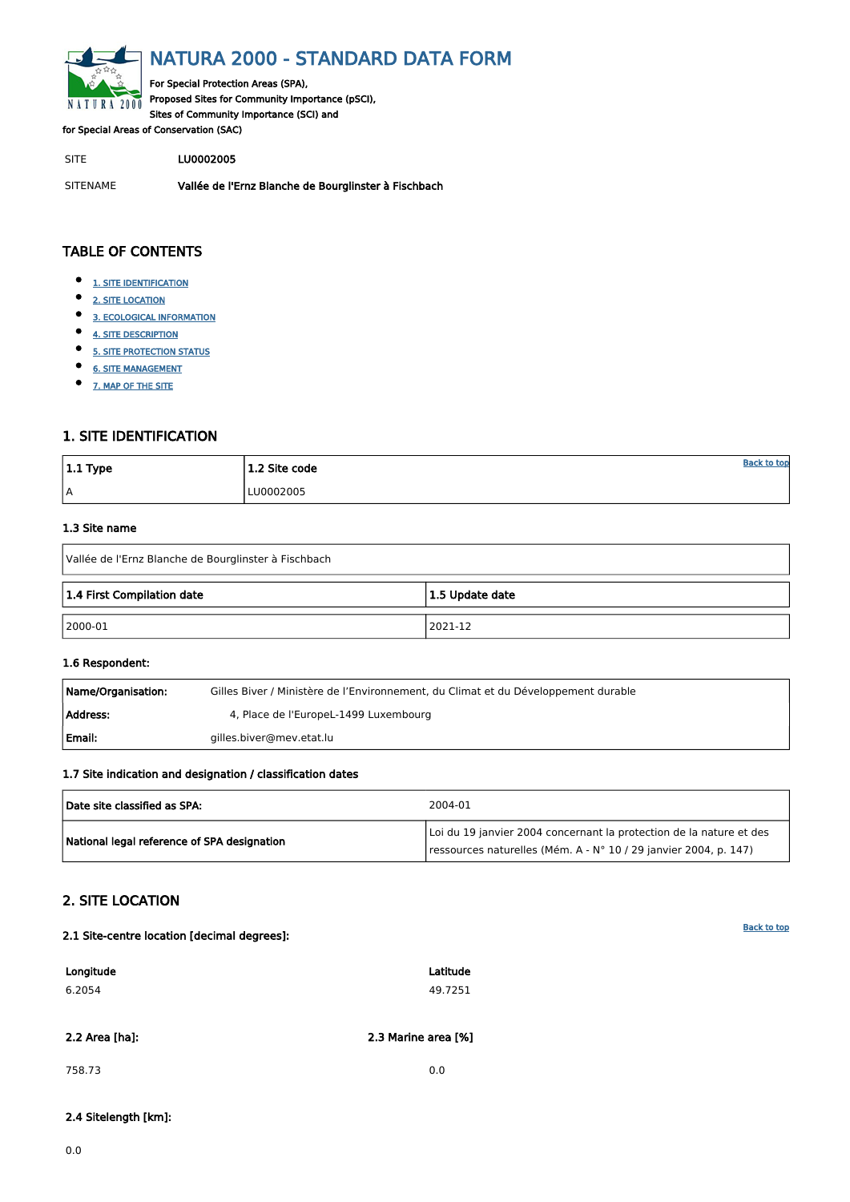# NATURA 2000 - STANDARD DATA FORM

For Special Protection Areas (SPA),
Proposed Sites for Community Importance (pSCI),
Sites of Community Importance (SCI) and
for Special Areas of Conservation (SAC)

| SITE | LU0002005 |
|---|---|
| SITENAME | Vallée de l'Ernz Blanche de Bourglinster à Fischbach |

## TABLE OF CONTENTS

- 1. SITE IDENTIFICATION
- 2. SITE LOCATION
- 3. ECOLOGICAL INFORMATION
- 4. SITE DESCRIPTION
- 5. SITE PROTECTION STATUS
- 6. SITE MANAGEMENT
- 7. MAP OF THE SITE

## 1. SITE IDENTIFICATION

| 1.1 Type | 1.2 Site code |
|---|---|
| A | LU0002005 |

Back to top

### 1.3 Site name

Vallée de l'Ernz Blanche de Bourglinster à Fischbach

| 1.4 First Compilation date | 1.5 Update date |
|---|---|
| 2000-01 | 2021-12 |

### 1.6 Respondent:

| | |
|---|---|
| **Name/Organisation:** | Gilles Biver / Ministère de l'Environnement, du Climat et du Développement durable |
| **Address:** | 4, Place de l'EuropeL-1499 Luxembourg |
| **Email:** | gilles.biver@mev.etat.lu |

### 1.7 Site indication and designation / classification dates

| | |
|---|---|
| **Date site classified as SPA:** | 2004-01 |
| **National legal reference of SPA designation** | Loi du 19 janvier 2004 concernant la protection de la nature et des ressources naturelles (Mém. A - N° 10 / 29 janvier 2004, p. 147) |

## 2. SITE LOCATION

Back to top

### 2.1 Site-centre location [decimal degrees]:

| Longitude | Latitude |
|---|---|
| 6.2054 | 49.7251 |

| 2.2 Area [ha]: | 2.3 Marine area [%] |
|---|---|
| 758.73 | 0.0 |

### 2.4 Sitelength [km]:

0.0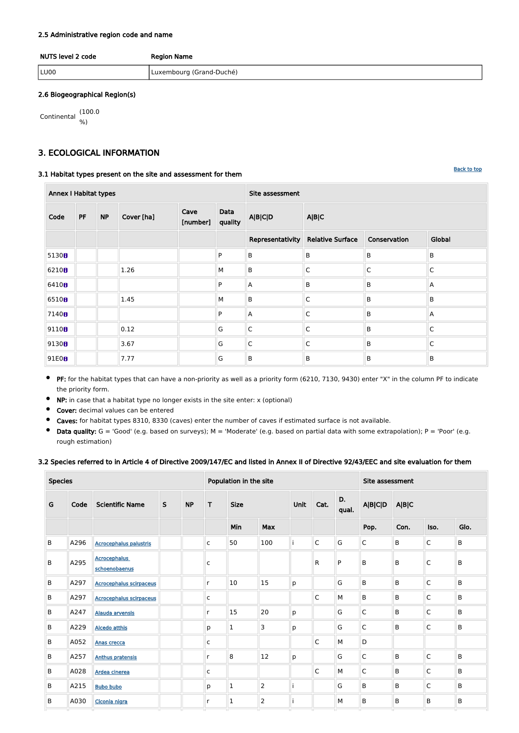### 2.5 Administrative region code and name

| NUTS level 2 code | Region Name |
|---|---|
| LU00 | Luxembourg (Grand-Duché) |

### 2.6 Biogeographical Region(s)

Continental (100.0 %)

## 3. ECOLOGICAL INFORMATION

Back to top

### 3.1 Habitat types present on the site and assessment for them

| Annex I Habitat types | | | | | | Site assessment | | | |
|---|---|---|---|---|---|---|---|---|---|
| Code | PF | NP | Cover [ha] | Cave [number] | Data quality | A\|B\|C\|D | A\|B\|C | | |
| | | | | | | Representativity | Relative Surface | Conservation | Global |
| 5130 | | | | | P | B | B | B | B |
| 6210 | | | 1.26 | | M | B | C | C | C |
| 6410 | | | | | P | A | B | B | A |
| 6510 | | | 1.45 | | M | B | C | B | B |
| 7140 | | | | | P | A | C | B | A |
| 9110 | | | 0.12 | | G | C | C | B | C |
| 9130 | | | 3.67 | | G | C | C | B | C |
| 91E0 | | | 7.77 | | G | B | B | B | B |

- **PF:** for the habitat types that can have a non-priority as well as a priority form (6210, 7130, 9430) enter "X" in the column PF to indicate the priority form.
- **NP:** in case that a habitat type no longer exists in the site enter: x (optional)
- **Cover:** decimal values can be entered
- **Caves:** for habitat types 8310, 8330 (caves) enter the number of caves if estimated surface is not available.
- **Data quality:** G = 'Good' (e.g. based on surveys); M = 'Moderate' (e.g. based on partial data with some extrapolation); P = 'Poor' (e.g. rough estimation)

### 3.2 Species referred to in Article 4 of Directive 2009/147/EC and listed in Annex II of Directive 92/43/EEC and site evaluation for them

| Species | | | | | Population in the site | | | | | | Site assessment | | | |
|---|---|---|---|---|---|---|---|---|---|---|---|---|---|---|
| G | Code | Scientific Name | S | NP | T | Size | | Unit | Cat. | D. qual. | A\|B\|C\|D | A\|B\|C | | |
| | | | | | | Min | Max | | | | Pop. | Con. | Iso. | Glo. |
| B | A296 | Acrocephalus palustris | | | c | 50 | 100 | i | C | G | C | B | C | B |
| B | A295 | Acrocephalus schoenobaenus | | | c | | | | R | P | B | B | C | B |
| B | A297 | Acrocephalus scirpaceus | | | r | 10 | 15 | p | | G | B | B | C | B |
| B | A297 | Acrocephalus scirpaceus | | | c | | | | C | M | B | B | C | B |
| B | A247 | Alauda arvensis | | | r | 15 | 20 | p | | G | C | B | C | B |
| B | A229 | Alcedo atthis | | | p | 1 | 3 | p | | G | C | B | C | B |
| B | A052 | Anas crecca | | | c | | | | C | M | D | | | |
| B | A257 | Anthus pratensis | | | r | 8 | 12 | p | | G | C | B | C | B |
| B | A028 | Ardea cinerea | | | c | | | | C | M | C | B | C | B |
| B | A215 | Bubo bubo | | | p | 1 | 2 | i | | G | B | B | C | B |
| B | A030 | Ciconia nigra | | | r | 1 | 2 | i | | M | B | B | B | B |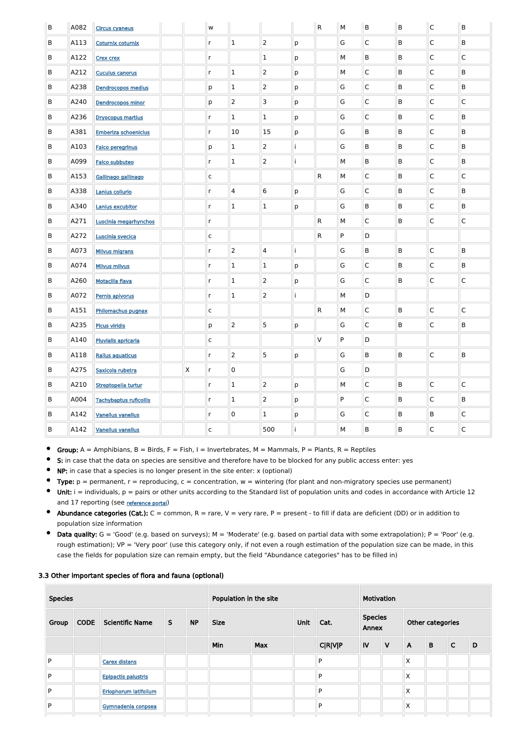| B | A082 | Circus cyaneus | | | w | | | | R | M | B | B | C | B |
|---|---|---|---|---|---|---|---|---|---|---|---|---|---|---|
| B | A113 | Coturnix coturnix | | | r | 1 | 2 | p | | G | C | B | C | B |
| B | A122 | Crex crex | | | r | | 1 | p | | M | B | B | C | C |
| B | A212 | Cuculus canorus | | | r | 1 | 2 | p | | M | C | B | C | B |
| B | A238 | Dendrocopos medius | | | p | 1 | 2 | p | | G | C | B | C | B |
| B | A240 | Dendrocopos minor | | | p | 2 | 3 | p | | G | C | B | C | C |
| B | A236 | Dryocopus martius | | | r | 1 | 1 | p | | G | C | B | C | B |
| B | A381 | Emberiza schoeniclus | | | r | 10 | 15 | p | | G | B | B | C | B |
| B | A103 | Falco peregrinus | | | p | 1 | 2 | i | | G | B | B | C | B |
| B | A099 | Falco subbuteo | | | r | 1 | 2 | i | | M | B | B | C | B |
| B | A153 | Gallinago gallinago | | | c | | | | R | M | C | B | C | C |
| B | A338 | Lanius collurio | | | r | 4 | 6 | p | | G | C | B | C | B |
| B | A340 | Lanius excubitor | | | r | 1 | 1 | p | | G | B | B | C | B |
| B | A271 | Luscinia megarhynchos | | | r | | | | R | M | C | B | C | C |
| B | A272 | Luscinia svecica | | | c | | | | R | P | D | | | |
| B | A073 | Milvus migrans | | | r | 2 | 4 | i | | G | B | B | C | B |
| B | A074 | Milvus milvus | | | r | 1 | 1 | p | | G | C | B | C | B |
| B | A260 | Motacilla flava | | | r | 1 | 2 | p | | G | C | B | C | C |
| B | A072 | Pernis apivorus | | | r | 1 | 2 | i | | M | D | | | |
| B | A151 | Philomachus pugnax | | | c | | | | R | M | C | B | C | C |
| B | A235 | Picus viridis | | | p | 2 | 5 | p | | G | C | B | C | B |
| B | A140 | Pluvialis apricaria | | | c | | | | V | P | D | | | |
| B | A118 | Rallus aquaticus | | | r | 2 | 5 | p | | G | B | B | C | B |
| B | A275 | Saxicola rubetra | | X | r | 0 | | | | G | D | | | |
| B | A210 | Streptopelia turtur | | | r | 1 | 2 | p | | M | C | B | C | C |
| B | A004 | Tachybaptus ruficollis | | | r | 1 | 2 | p | | P | C | B | C | B |
| B | A142 | Vanellus vanellus | | | r | 0 | 1 | p | | G | C | B | B | C |
| B | A142 | Vanellus vanellus | | | c | | 500 | i | | M | B | B | C | C |

- **Group:** A = Amphibians, B = Birds, F = Fish, I = Invertebrates, M = Mammals, P = Plants, R = Reptiles
- **S:** in case that the data on species are sensitive and therefore have to be blocked for any public access enter: yes
- **NP:** in case that a species is no longer present in the site enter: x (optional)
- **Type:** p = permanent, r = reproducing, c = concentration, w = wintering (for plant and non-migratory species use permanent)
- **Unit:** i = individuals, p = pairs or other units according to the Standard list of population units and codes in accordance with Article 12 and 17 reporting (see reference portal)
- **Abundance categories (Cat.):** C = common, R = rare, V = very rare, P = present - to fill if data are deficient (DD) or in addition to population size information
- **Data quality:** G = 'Good' (e.g. based on surveys); M = 'Moderate' (e.g. based on partial data with some extrapolation); P = 'Poor' (e.g. rough estimation); VP = 'Very poor' (use this category only, if not even a rough estimation of the population size can be made, in this case the fields for population size can remain empty, but the field "Abundance categories" has to be filled in)

### 3.3 Other important species of flora and fauna (optional)

| Species | | | | | Population in the site | | | | Motivation | | | | | |
|---|---|---|---|---|---|---|---|---|---|---|---|---|---|---|
| Group | CODE | Scientific Name | S | NP | Size | | Unit | Cat. | Species Annex | | Other categories | | | |
| | | | | | Min | Max | | C\|R\|V\|P | IV | V | A | B | C | D |
| P | | Carex distans | | | | | | P | | | X | | | |
| P | | Epipactis palustris | | | | | | P | | | X | | | |
| P | | Eriophorum latifolium | | | | | | P | | | X | | | |
| P | | Gymnadenia conpsea | | | | | | P | | | X | | | |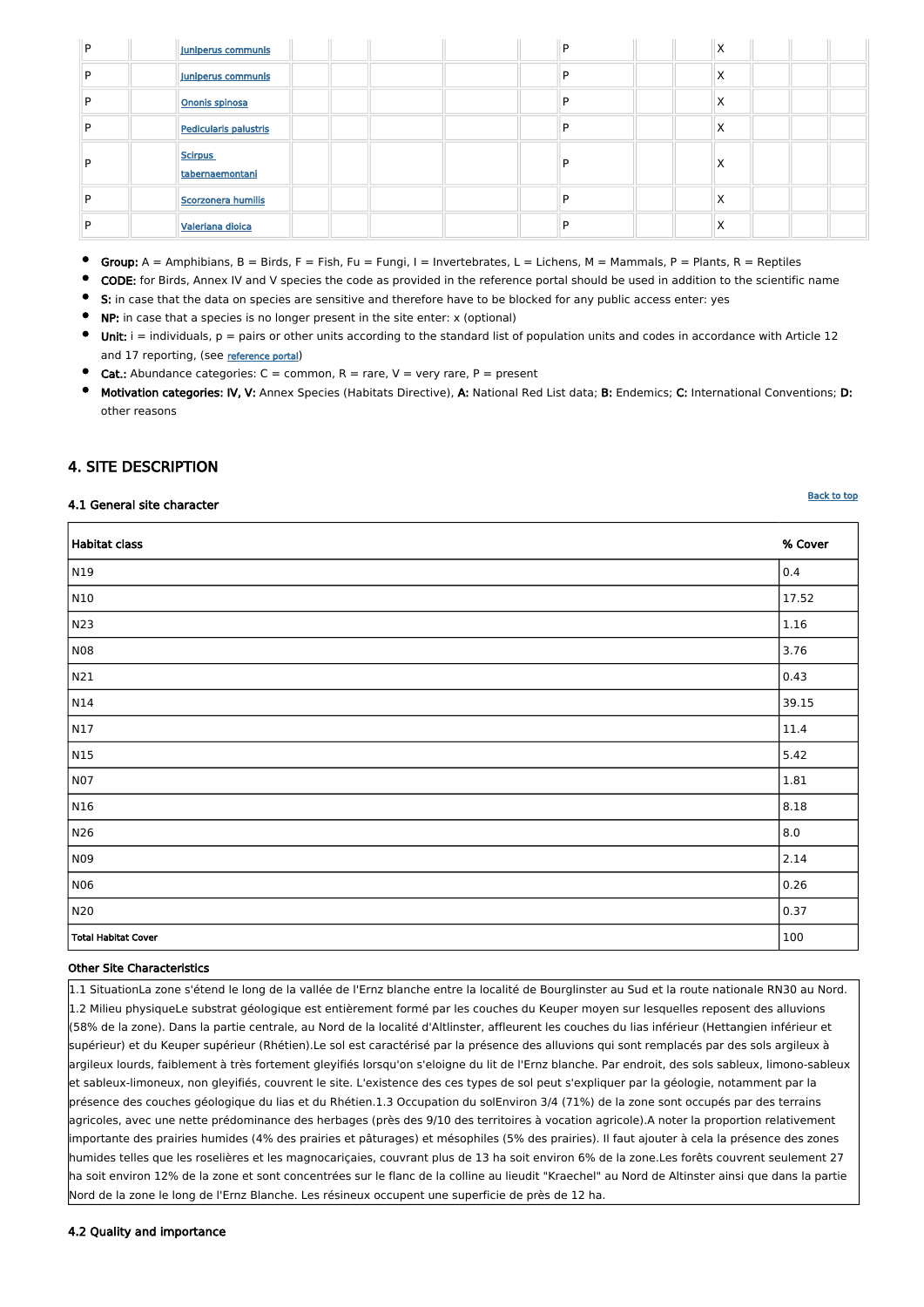| P | | Juniperus communis | | | | | | P | | X | | | |
|---|---|---|---|---|---|---|---|---|---|---|---|---|---|
| P | | Juniperus communis | | | | | | P | | X | | | |
| P | | Ononis spinosa | | | | | | P | | X | | | |
| P | | Pedicularis palustris | | | | | | P | | X | | | |
| P | | Scirpus tabernaemontani | | | | | | P | | X | | | |
| P | | Scorzonera humilis | | | | | | P | | X | | | |
| P | | Valeriana dioica | | | | | | P | | X | | | |

- **Group:** A = Amphibians, B = Birds, F = Fish, Fu = Fungi, I = Invertebrates, L = Lichens, M = Mammals, P = Plants, R = Reptiles
- **CODE:** for Birds, Annex IV and V species the code as provided in the reference portal should be used in addition to the scientific name
- **S:** in case that the data on species are sensitive and therefore have to be blocked for any public access enter: yes
- **NP:** in case that a species is no longer present in the site enter: x (optional)
- **Unit:** i = individuals, p = pairs or other units according to the standard list of population units and codes in accordance with Article 12 and 17 reporting, (see reference portal)
- **Cat.:** Abundance categories: C = common, R = rare, V = very rare, P = present
- **Motivation categories: IV, V:** Annex Species (Habitats Directive), **A:** National Red List data; **B:** Endemics; **C:** International Conventions; **D:** other reasons

## 4. SITE DESCRIPTION

### 4.1 General site character

Back to top

| Habitat class | % Cover |
|---|---|
| N19 | 0.4 |
| N10 | 17.52 |
| N23 | 1.16 |
| N08 | 3.76 |
| N21 | 0.43 |
| N14 | 39.15 |
| N17 | 11.4 |
| N15 | 5.42 |
| N07 | 1.81 |
| N16 | 8.18 |
| N26 | 8.0 |
| N09 | 2.14 |
| N06 | 0.26 |
| N20 | 0.37 |
| Total Habitat Cover | 100 |

**Other Site Characteristics**

1.1 SituationLa zone s'étend le long de la vallée de l'Ernz blanche entre la localité de Bourglinster au Sud et la route nationale RN30 au Nord. 1.2 Milieu physiqueLe substrat géologique est entièrement formé par les couches du Keuper moyen sur lesquelles reposent des alluvions (58% de la zone). Dans la partie centrale, au Nord de la localité d'Altlinster, affleurent les couches du lias inférieur (Hettangien inférieur et supérieur) et du Keuper supérieur (Rhétien).Le sol est caractérisé par la présence des alluvions qui sont remplacés par des sols argileux à argileux lourds, faiblement à très fortement gleyifiés lorsqu'on s'eloigne du lit de l'Ernz blanche. Par endroit, des sols sableux, limono-sableux et sableux-limoneux, non gleyifiés, couvrent le site. L'existence des ces types de sol peut s'expliquer par la géologie, notamment par la présence des couches géologique du lias et du Rhétien.1.3 Occupation du solEnviron 3/4 (71%) de la zone sont occupés par des terrains agricoles, avec une nette prédominance des herbages (près des 9/10 des territoires à vocation agricole).A noter la proportion relativement importante des prairies humides (4% des prairies et pâturages) et mésophiles (5% des prairies). Il faut ajouter à cela la présence des zones humides telles que les roselières et les magnocariçaies, couvrant plus de 13 ha soit environ 6% de la zone.Les forêts couvrent seulement 27 ha soit environ 12% de la zone et sont concentrées sur le flanc de la colline au lieudit "Kraechel" au Nord de Altinster ainsi que dans la partie Nord de la zone le long de l'Ernz Blanche. Les résineux occupent une superficie de près de 12 ha.

### 4.2 Quality and importance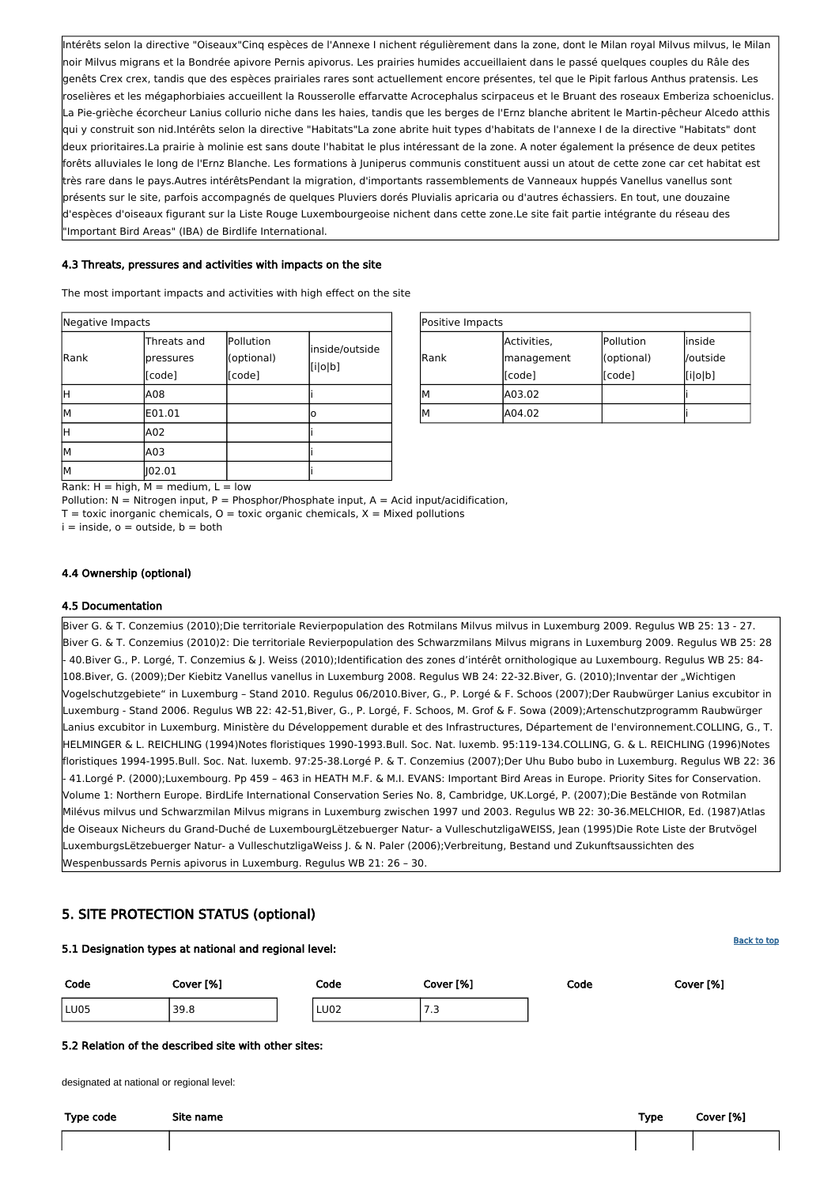Intérêts selon la directive "Oiseaux"Cinq espèces de l'Annexe I nichent régulièrement dans la zone, dont le Milan royal Milvus milvus, le Milan noir Milvus migrans et la Bondrée apivore Pernis apivorus. Les prairies humides accueillaient dans le passé quelques couples du Râle des genêts Crex crex, tandis que des espèces prairiales rares sont actuellement encore présentes, tel que le Pipit farlous Anthus pratensis. Les roselières et les mégaphorbiaies accueillent la Rousserolle effarvatte Acrocephalus scirpaceus et le Bruant des roseaux Emberiza schoeniclus. La Pie-grièche écorcheur Lanius collurio niche dans les haies, tandis que les berges de l'Ernz blanche abritent le Martin-pêcheur Alcedo atthis qui y construit son nid.Intérêts selon la directive "Habitats"La zone abrite huit types d'habitats de l'annexe I de la directive "Habitats" dont deux prioritaires.La prairie à molinie est sans doute l'habitat le plus intéressant de la zone. A noter également la présence de deux petites forêts alluviales le long de l'Ernz Blanche. Les formations à Juniperus communis constituent aussi un atout de cette zone car cet habitat est très rare dans le pays.Autres intérêtsPendant la migration, d'importants rassemblements de Vanneaux huppés Vanellus vanellus sont présents sur le site, parfois accompagnés de quelques Pluviers dorés Pluvialis apricaria ou d'autres échassiers. En tout, une douzaine d'espèces d'oiseaux figurant sur la Liste Rouge Luxembourgeoise nichent dans cette zone.Le site fait partie intégrante du réseau des "Important Bird Areas" (IBA) de Birdlife International.

### 4.3 Threats, pressures and activities with impacts on the site

The most important impacts and activities with high effect on the site

| Negative Impacts | | | |
|---|---|---|---|
| Rank | Threats and pressures [code] | Pollution (optional) [code] | inside/outside [i\|o\|b] |
| H | A08 | | i |
| M | E01.01 | | o |
| H | A02 | | i |
| M | A03 | | i |
| M | J02.01 | | i |

| Positive Impacts | | | |
|---|---|---|---|
| Rank | Activities, management [code] | Pollution (optional) [code] | inside /outside [i\|o\|b] |
| M | A03.02 | | i |
| M | A04.02 | | i |

Rank: H = high, M = medium, L = low
Pollution: N = Nitrogen input, P = Phosphor/Phosphate input, A = Acid input/acidification,
T = toxic inorganic chemicals, O = toxic organic chemicals, X = Mixed pollutions
i = inside, o = outside, b = both

### 4.4 Ownership (optional)

### 4.5 Documentation

Biver G. & T. Conzemius (2010);Die territoriale Revierpopulation des Rotmilans Milvus milvus in Luxemburg 2009. Regulus WB 25: 13 - 27. Biver G. & T. Conzemius (2010)2: Die territoriale Revierpopulation des Schwarzmilans Milvus migrans in Luxemburg 2009. Regulus WB 25: 28 - 40.Biver G., P. Lorgé, T. Conzemius & J. Weiss (2010);Identification des zones d'intérêt ornithologique au Luxembourg. Regulus WB 25: 84-108.Biver, G. (2009);Der Kiebitz Vanellus vanellus in Luxemburg 2008. Regulus WB 24: 22-32.Biver, G. (2010);Inventar der „Wichtigen Vogelschutzgebiete" in Luxemburg – Stand 2010. Regulus 06/2010.Biver, G., P. Lorgé & F. Schoos (2007);Der Raubwürger Lanius excubitor in Luxemburg - Stand 2006. Regulus WB 22: 42-51,Biver, G., P. Lorgé, F. Schoos, M. Grof & F. Sowa (2009);Artenschutzprogramm Raubwürger Lanius excubitor in Luxemburg. Ministère du Développement durable et des Infrastructures, Département de l'environnement.COLLING, G., T. HELMINGER & L. REICHLING (1994)Notes floristiques 1990-1993.Bull. Soc. Nat. luxemb. 95:119-134.COLLING, G. & L. REICHLING (1996)Notes floristiques 1994-1995.Bull. Soc. Nat. luxemb. 97:25-38.Lorgé P. & T. Conzemius (2007);Der Uhu Bubo bubo in Luxemburg. Regulus WB 22: 36 - 41.Lorgé P. (2000);Luxembourg. Pp 459 – 463 in HEATH M.F. & M.I. EVANS: Important Bird Areas in Europe. Priority Sites for Conservation. Volume 1: Northern Europe. BirdLife International Conservation Series No. 8, Cambridge, UK.Lorgé, P. (2007);Die Bestände von Rotmilan Milévus milvus und Schwarzmilan Milvus migrans in Luxemburg zwischen 1997 und 2003. Regulus WB 22: 30-36.MELCHIOR, Ed. (1987)Atlas de Oiseaux Nicheurs du Grand-Duché de LuxembourgLëtzebuerger Natur- a VulleschutzligaWEISS, Jean (1995)Die Rote Liste der Brutvögel LuxemburgsLëtzebuerger Natur- a VulleschutzligaWeiss J. & N. Paler (2006);Verbreitung, Bestand und Zukunftsaussichten des Wespenbussards Pernis apivorus in Luxemburg. Regulus WB 21: 26 – 30.

## 5. SITE PROTECTION STATUS (optional)

Back to top

### 5.1 Designation types at national and regional level:

| Code | Cover [%] | Code | Cover [%] | Code | Cover [%] |
|---|---|---|---|---|---|
| LU05 | 39.8 | LU02 | 7.3 | | |

### 5.2 Relation of the described site with other sites:

designated at national or regional level:

| Type code | Site name | Type | Cover [%] |
|---|---|---|---|
| | | | |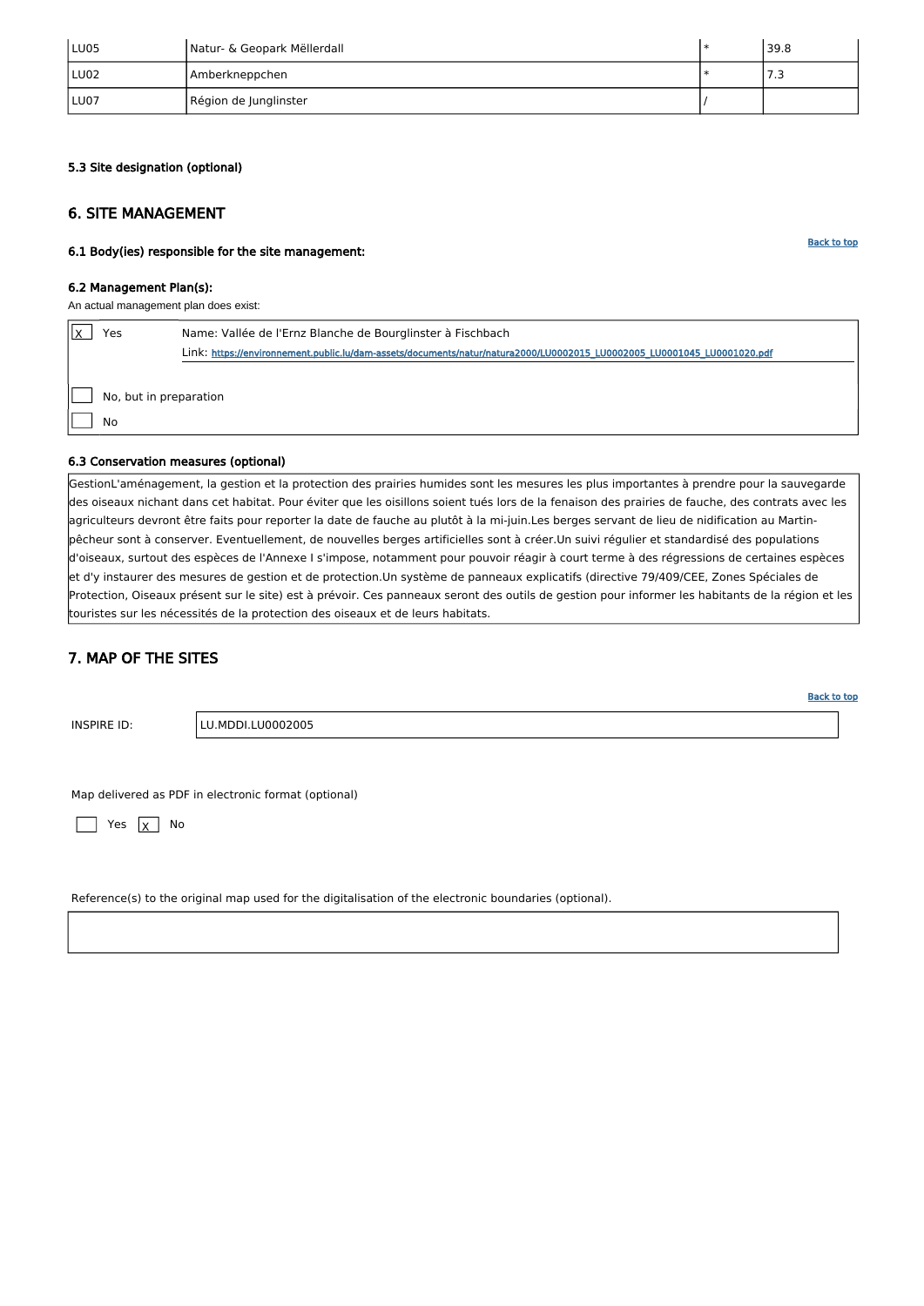| | | | |
|---|---|---|---|
| LU05 | Natur- & Geopark Mëllerdall | * | 39.8 |
| LU02 | Amberkneppchen | * | 7.3 |
| LU07 | Région de Junglinster | / | |

#### 5.3 Site designation (optional)

## 6. SITE MANAGEMENT

Back to top

#### 6.1 Body(ies) responsible for the site management:

#### 6.2 Management Plan(s):

An actual management plan does exist:

| | | |
|---|---|---|
| X | Yes | Name: Vallée de l'Ernz Blanche de Bourglinster à Fischbach<br>Link: https://environnement.public.lu/dam-assets/documents/natur/natura2000/LU0002015_LU0002005_LU0001045_LU0001020.pdf |
| | No, but in preparation | |
| | No | |

#### 6.3 Conservation measures (optional)

GestionL'aménagement, la gestion et la protection des prairies humides sont les mesures les plus importantes à prendre pour la sauvegarde des oiseaux nichant dans cet habitat. Pour éviter que les oisillons soient tués lors de la fenaison des prairies de fauche, des contrats avec les agriculteurs devront être faits pour reporter la date de fauche au plutôt à la mi-juin.Les berges servant de lieu de nidification au Martin-pêcheur sont à conserver. Eventuellement, de nouvelles berges artificielles sont à créer.Un suivi régulier et standardisé des populations d'oiseaux, surtout des espèces de l'Annexe I s'impose, notamment pour pouvoir réagir à court terme à des régressions de certaines espèces et d'y instaurer des mesures de gestion et de protection.Un système de panneaux explicatifs (directive 79/409/CEE, Zones Spéciales de Protection, Oiseaux présent sur le site) est à prévoir. Ces panneaux seront des outils de gestion pour informer les habitants de la région et les touristes sur les nécessités de la protection des oiseaux et de leurs habitats.

## 7. MAP OF THE SITES

Back to top

INSPIRE ID: LU.MDDI.LU0002005

Map delivered as PDF in electronic format (optional)

[ ] Yes [X] No

Reference(s) to the original map used for the digitalisation of the electronic boundaries (optional).